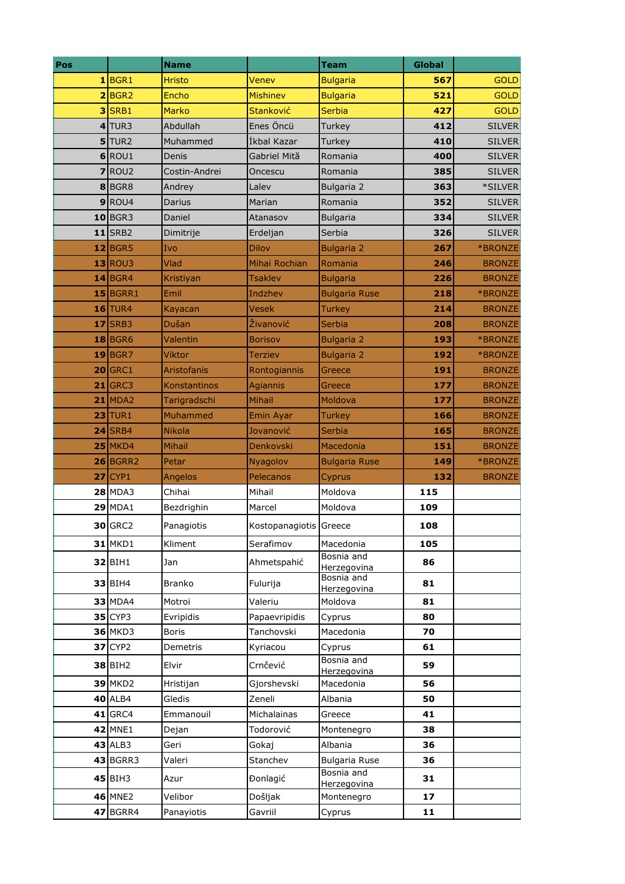| Pos | | Name | | Team | Global | |
|---|---|---|---|---|---|---|
| 1 | BGR1 | Hristo | Venev | Bulgaria | 567 | GOLD |
| 2 | BGR2 | Encho | Mishinev | Bulgaria | 521 | GOLD |
| 3 | SRB1 | Marko | Stanković | Serbia | 427 | GOLD |
| 4 | TUR3 | Abdullah | Enes Öncü | Turkey | 412 | SILVER |
| 5 | TUR2 | Muhammed | İkbal Kazar | Turkey | 410 | SILVER |
| 6 | ROU1 | Denis | Gabriel Mită | Romania | 400 | SILVER |
| 7 | ROU2 | Costin-Andrei | Oncescu | Romania | 385 | SILVER |
| 8 | BGR8 | Andrey | Lalev | Bulgaria 2 | 363 | *SILVER |
| 9 | ROU4 | Darius | Marian | Romania | 352 | SILVER |
| 10 | BGR3 | Daniel | Atanasov | Bulgaria | 334 | SILVER |
| 11 | SRB2 | Dimitrije | Erdeljan | Serbia | 326 | SILVER |
| 12 | BGR5 | Ivo | Dilov | Bulgaria 2 | 267 | *BRONZE |
| 13 | ROU3 | Vlad | Mihai Rochian | Romania | 246 | BRONZE |
| 14 | BGR4 | Kristiyan | Tsaklev | Bulgaria | 226 | BRONZE |
| 15 | BGRR1 | Emil | Indzhev | Bulgaria Ruse | 218 | *BRONZE |
| 16 | TUR4 | Kayacan | Vesek | Turkey | 214 | BRONZE |
| 17 | SRB3 | Dušan | Živanović | Serbia | 208 | BRONZE |
| 18 | BGR6 | Valentin | Borisov | Bulgaria 2 | 193 | *BRONZE |
| 19 | BGR7 | Viktor | Terziev | Bulgaria 2 | 192 | *BRONZE |
| 20 | GRC1 | Aristofanis | Rontogiannis | Greece | 191 | BRONZE |
| 21 | GRC3 | Konstantinos | Agiannis | Greece | 177 | BRONZE |
| 21 | MDA2 | Tarigradschi | Mihail | Moldova | 177 | BRONZE |
| 23 | TUR1 | Muhammed | Emin Ayar | Turkey | 166 | BRONZE |
| 24 | SRB4 | Nikola | Jovanović | Serbia | 165 | BRONZE |
| 25 | MKD4 | Mihail | Denkovski | Macedonia | 151 | BRONZE |
| 26 | BGRR2 | Petar | Nyagolov | Bulgaria Ruse | 149 | *BRONZE |
| 27 | CYP1 | Angelos | Pelecanos | Cyprus | 132 | BRONZE |
| 28 | MDA3 | Chihai | Mihail | Moldova | 115 | |
| 29 | MDA1 | Bezdrighin | Marcel | Moldova | 109 | |
| 30 | GRC2 | Panagiotis | Kostopanagiotis | Greece | 108 | |
| 31 | MKD1 | Kliment | Serafimov | Macedonia | 105 | |
| 32 | BIH1 | Jan | Ahmetspahić | Bosnia and Herzegovina | 86 | |
| 33 | BIH4 | Branko | Fulurija | Bosnia and Herzegovina | 81 | |
| 33 | MDA4 | Motroi | Valeriu | Moldova | 81 | |
| 35 | CYP3 | Evripidis | Papaevripidis | Cyprus | 80 | |
| 36 | MKD3 | Boris | Tanchovski | Macedonia | 70 | |
| 37 | CYP2 | Demetris | Kyriacou | Cyprus | 61 | |
| 38 | BIH2 | Elvir | Crnčević | Bosnia and Herzegovina | 59 | |
| 39 | MKD2 | Hristijan | Gjorshevski | Macedonia | 56 | |
| 40 | ALB4 | Gledis | Zeneli | Albania | 50 | |
| 41 | GRC4 | Emmanouil | Michalainas | Greece | 41 | |
| 42 | MNE1 | Dejan | Todorović | Montenegro | 38 | |
| 43 | ALB3 | Geri | Gokaj | Albania | 36 | |
| 43 | BGRR3 | Valeri | Stanchev | Bulgaria Ruse | 36 | |
| 45 | BIH3 | Azur | Đonlagić | Bosnia and Herzegovina | 31 | |
| 46 | MNE2 | Velibor | Došljak | Montenegro | 17 | |
| 47 | BGRR4 | Panayiotis | Gavriil | Cyprus | 11 | |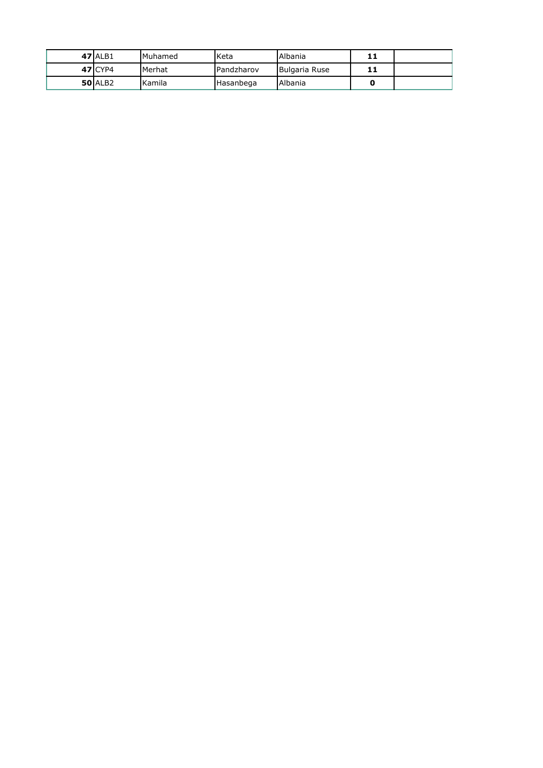| | | | | | | |
|---|---|---|---|---|---|---|
| **47** | ALB1 | Muhamed | Keta | Albania | **11** | |
| **47** | CYP4 | Merhat | Pandzharov | Bulgaria Ruse | **11** | |
| **50** | ALB2 | Kamila | Hasanbega | Albania | **0** | |